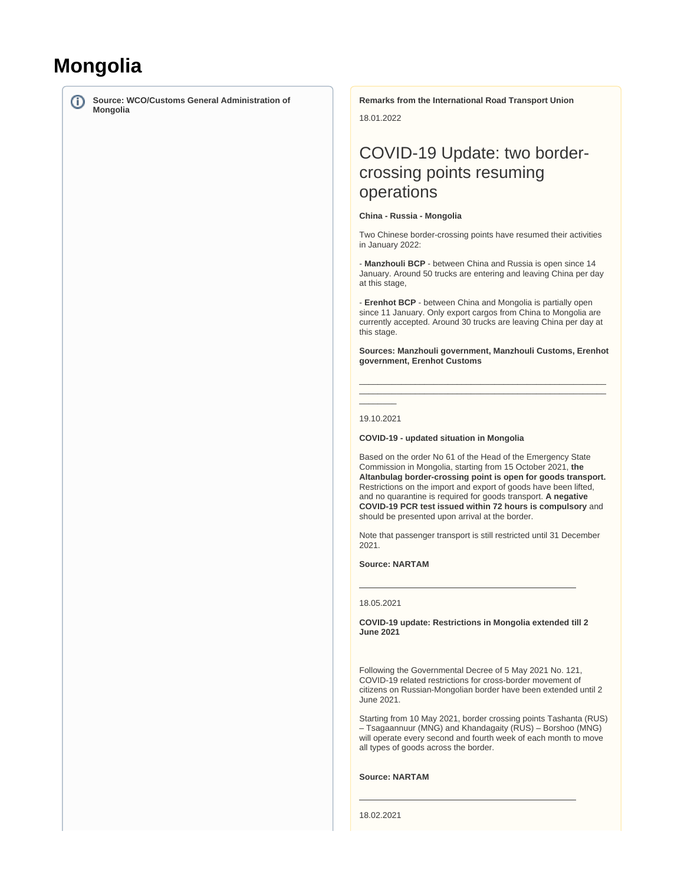# Mongolia

**Source: WCO/Customs General Administration of Mongolia**

**Remarks from the International Road Transport Union**

18.01.2022

## COVID-19 Update: two border-crossing points resuming operations

**China - Russia - Mongolia**

Two Chinese border-crossing points have resumed their activities in January 2022:

- **Manzhouli BCP** - between China and Russia is open since 14 January. Around 50 trucks are entering and leaving China per day at this stage,

- **Erenhot BCP** - between China and Mongolia is partially open since 11 January. Only export cargos from China to Mongolia are currently accepted. Around 30 trucks are leaving China per day at this stage.

**Sources: Manzhouli government, Manzhouli Customs, Erenhot government, Erenhot Customs**

---

19.10.2021

**COVID-19 - updated situation in Mongolia**

Based on the order No 61 of the Head of the Emergency State Commission in Mongolia, starting from 15 October 2021, **the Altanbulag border-crossing point is open for goods transport.** Restrictions on the import and export of goods have been lifted, and no quarantine is required for goods transport. **A negative COVID-19 PCR test issued within 72 hours is compulsory** and should be presented upon arrival at the border.

Note that passenger transport is still restricted until 31 December 2021.

**Source: NARTAM**

---

18.05.2021

**COVID-19 update: Restrictions in Mongolia extended till 2 June 2021**

Following the Governmental Decree of 5 May 2021 No. 121, COVID-19 related restrictions for cross-border movement of citizens on Russian-Mongolian border have been extended until 2 June 2021.

Starting from 10 May 2021, border crossing points Tashanta (RUS) – Tsagaannuur (MNG) and Khandagaity (RUS) – Borshoo (MNG) will operate every second and fourth week of each month to move all types of goods across the border.

**Source: NARTAM**

---

18.02.2021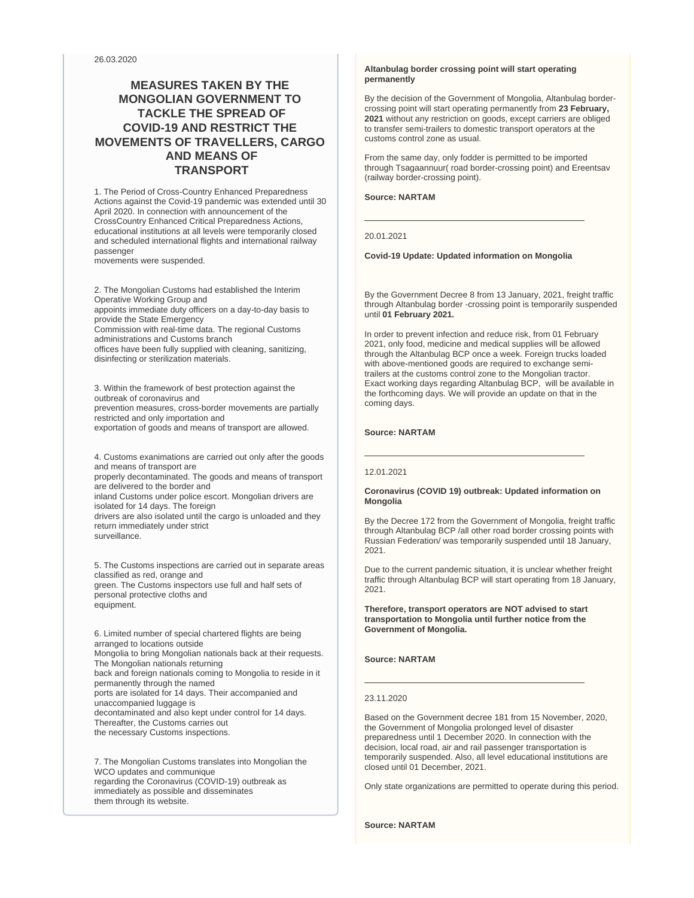26.03.2020

## MEASURES TAKEN BY THE MONGOLIAN GOVERNMENT TO TACKLE THE SPREAD OF COVID-19 AND RESTRICT THE MOVEMENTS OF TRAVELLERS, CARGO AND MEANS OF TRANSPORT

1. The Period of Cross-Country Enhanced Preparedness Actions against the Covid-19 pandemic was extended until 30 April 2020. In connection with announcement of the CrossCountry Enhanced Critical Preparedness Actions, educational institutions at all levels were temporarily closed and scheduled international flights and international railway passenger movements were suspended.

2. The Mongolian Customs had established the Interim Operative Working Group and appoints immediate duty officers on a day-to-day basis to provide the State Emergency Commission with real-time data. The regional Customs administrations and Customs branch offices have been fully supplied with cleaning, sanitizing, disinfecting or sterilization materials.

3. Within the framework of best protection against the outbreak of coronavirus and prevention measures, cross-border movements are partially restricted and only importation and exportation of goods and means of transport are allowed.

4. Customs exanimations are carried out only after the goods and means of transport are properly decontaminated. The goods and means of transport are delivered to the border and inland Customs under police escort. Mongolian drivers are isolated for 14 days. The foreign drivers are also isolated until the cargo is unloaded and they return immediately under strict surveillance.

5. The Customs inspections are carried out in separate areas classified as red, orange and green. The Customs inspectors use full and half sets of personal protective cloths and equipment.

6. Limited number of special chartered flights are being arranged to locations outside Mongolia to bring Mongolian nationals back at their requests. The Mongolian nationals returning back and foreign nationals coming to Mongolia to reside in it permanently through the named ports are isolated for 14 days. Their accompanied and unaccompanied luggage is decontaminated and also kept under control for 14 days. Thereafter, the Customs carries out the necessary Customs inspections.

7. The Mongolian Customs translates into Mongolian the WCO updates and communique regarding the Coronavirus (COVID-19) outbreak as immediately as possible and disseminates them through its website.

**Altanbulag border crossing point will start operating permanently**

By the decision of the Government of Mongolia, Altanbulag border-crossing point will start operating permanently from **23 February, 2021** without any restriction on goods, except carriers are obliged to transfer semi-trailers to domestic transport operators at the customs control zone as usual.

From the same day, only fodder is permitted to be imported through Tsagaannuur( road border-crossing point) and Ereentsav (railway border-crossing point).

**Source: NARTAM**

---

20.01.2021

**Covid-19 Update: Updated information on Mongolia**

By the Government Decree 8 from 13 January, 2021, freight traffic through Altanbulag border -crossing point is temporarily suspended until **01 February 2021.**

In order to prevent infection and reduce risk, from 01 February 2021, only food, medicine and medical supplies will be allowed through the Altanbulag BCP once a week. Foreign trucks loaded with above-mentioned goods are required to exchange semi-trailers at the customs control zone to the Mongolian tractor. Exact working days regarding Altanbulag BCP, will be available in the forthcoming days. We will provide an update on that in the coming days.

**Source: NARTAM**

---

12.01.2021

**Coronavirus (COVID 19) outbreak: Updated information on Mongolia**

By the Decree 172 from the Government of Mongolia, freight traffic through Altanbulag BCP /all other road border crossing points with Russian Federation/ was temporarily suspended until 18 January, 2021.

Due to the current pandemic situation, it is unclear whether freight traffic through Altanbulag BCP will start operating from 18 January, 2021.

**Therefore, transport operators are NOT advised to start transportation to Mongolia until further notice from the Government of Mongolia.**

**Source: NARTAM**

---

23.11.2020

Based on the Government decree 181 from 15 November, 2020, the Government of Mongolia prolonged level of disaster preparedness until 1 December 2020. In connection with the decision, local road, air and rail passenger transportation is temporarily suspended. Also, all level educational institutions are closed until 01 December, 2021.

Only state organizations are permitted to operate during this period.

**Source: NARTAM**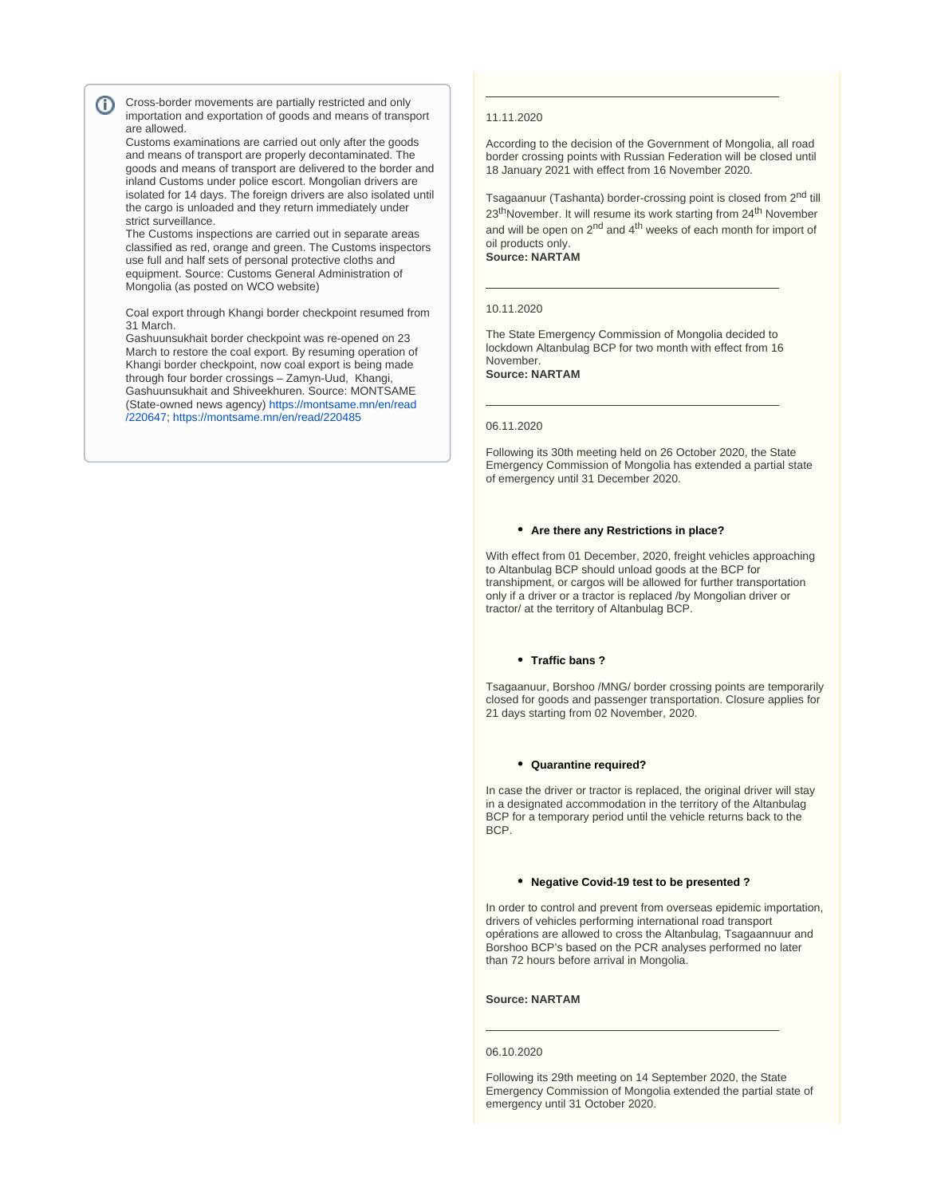Cross-border movements are partially restricted and only importation and exportation of goods and means of transport are allowed.
Customs examinations are carried out only after the goods and means of transport are properly decontaminated. The goods and means of transport are delivered to the border and inland Customs under police escort. Mongolian drivers are isolated for 14 days. The foreign drivers are also isolated until the cargo is unloaded and they return immediately under strict surveillance.
The Customs inspections are carried out in separate areas classified as red, orange and green. The Customs inspectors use full and half sets of personal protective cloths and equipment. Source: Customs General Administration of Mongolia (as posted on WCO website)

Coal export through Khangi border checkpoint resumed from 31 March.
Gashuunsukhait border checkpoint was re-opened on 23 March to restore the coal export. By resuming operation of Khangi border checkpoint, now coal export is being made through four border crossings – Zamyn-Uud, Khangi, Gashuunsukhait and Shiveekhuren. Source: MONTSAME (State-owned news agency) https://montsame.mn/en/read/220647; https://montsame.mn/en/read/220485

---

11.11.2020

According to the decision of the Government of Mongolia, all road border crossing points with Russian Federation will be closed until 18 January 2021 with effect from 16 November 2020.

Tsagaanuur (Tashanta) border-crossing point is closed from 2nd till 23thNovember. It will resume its work starting from 24th November and will be open on 2nd and 4th weeks of each month for import of oil products only.
**Source: NARTAM**

---

10.11.2020

The State Emergency Commission of Mongolia decided to lockdown Altanbulag BCP for two month with effect from 16 November.
**Source: NARTAM**

---

06.11.2020

Following its 30th meeting held on 26 October 2020, the State Emergency Commission of Mongolia has extended a partial state of emergency until 31 December 2020.

- **Are there any Restrictions in place?**

With effect from 01 December, 2020, freight vehicles approaching to Altanbulag BCP should unload goods at the BCP for transhipment, or cargos will be allowed for further transportation only if a driver or a tractor is replaced /by Mongolian driver or tractor/ at the territory of Altanbulag BCP.

- **Traffic bans ?**

Tsagaanuur, Borshoo /MNG/ border crossing points are temporarily closed for goods and passenger transportation. Closure applies for 21 days starting from 02 November, 2020.

- **Quarantine required?**

In case the driver or tractor is replaced, the original driver will stay in a designated accommodation in the territory of the Altanbulag BCP for a temporary period until the vehicle returns back to the BCP.

- **Negative Covid-19 test to be presented ?**

In order to control and prevent from overseas epidemic importation, drivers of vehicles performing international road transport opérations are allowed to cross the Altanbulag, Tsagaannuur and Borshoo BCP's based on the PCR analyses performed no later than 72 hours before arrival in Mongolia.

**Source: NARTAM**

---

06.10.2020

Following its 29th meeting on 14 September 2020, the State Emergency Commission of Mongolia extended the partial state of emergency until 31 October 2020.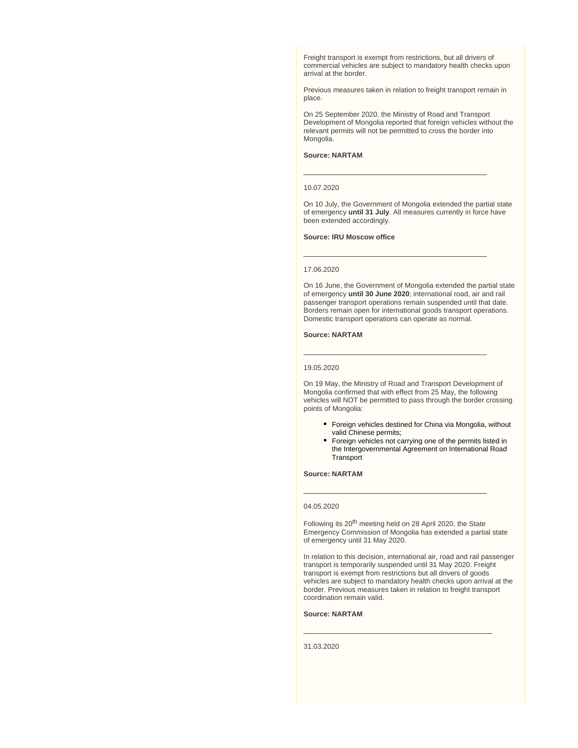Freight transport is exempt from restrictions, but all drivers of commercial vehicles are subject to mandatory health checks upon arrival at the border.

Previous measures taken in relation to freight transport remain in place.

On 25 September 2020, the Ministry of Road and Transport Development of Mongolia reported that foreign vehicles without the relevant permits will not be permitted to cross the border into Mongolia.

**Source: NARTAM**

---

10.07.2020

On 10 July, the Government of Mongolia extended the partial state of emergency **until 31 July**. All measures currently in force have been extended accordingly.

**Source: IRU Moscow office**

---

17.06.2020

On 16 June, the Government of Mongolia extended the partial state of emergency **until 30 June 2020**; international road, air and rail passenger transport operations remain suspended until that date. Borders remain open for international goods transport operations. Domestic transport operations can operate as normal.

**Source: NARTAM**

---

19.05.2020

On 19 May, the Ministry of Road and Transport Development of Mongolia confirmed that with effect from 25 May, the following vehicles will NOT be permitted to pass through the border crossing points of Mongolia:

- Foreign vehicles destined for China via Mongolia, without valid Chinese permits;
- Foreign vehicles not carrying one of the permits listed in the Intergovernmental Agreement on International Road Transport

**Source: NARTAM**

---

04.05.2020

Following its 20th meeting held on 28 April 2020, the State Emergency Commission of Mongolia has extended a partial state of emergency until 31 May 2020.

In relation to this decision, international air, road and rail passenger transport is temporarily suspended until 31 May 2020. Freight transport is exempt from restrictions but all drivers of goods vehicles are subject to mandatory health checks upon arrival at the border. Previous measures taken in relation to freight transport coordination remain valid.

**Source: NARTAM**

---

31.03.2020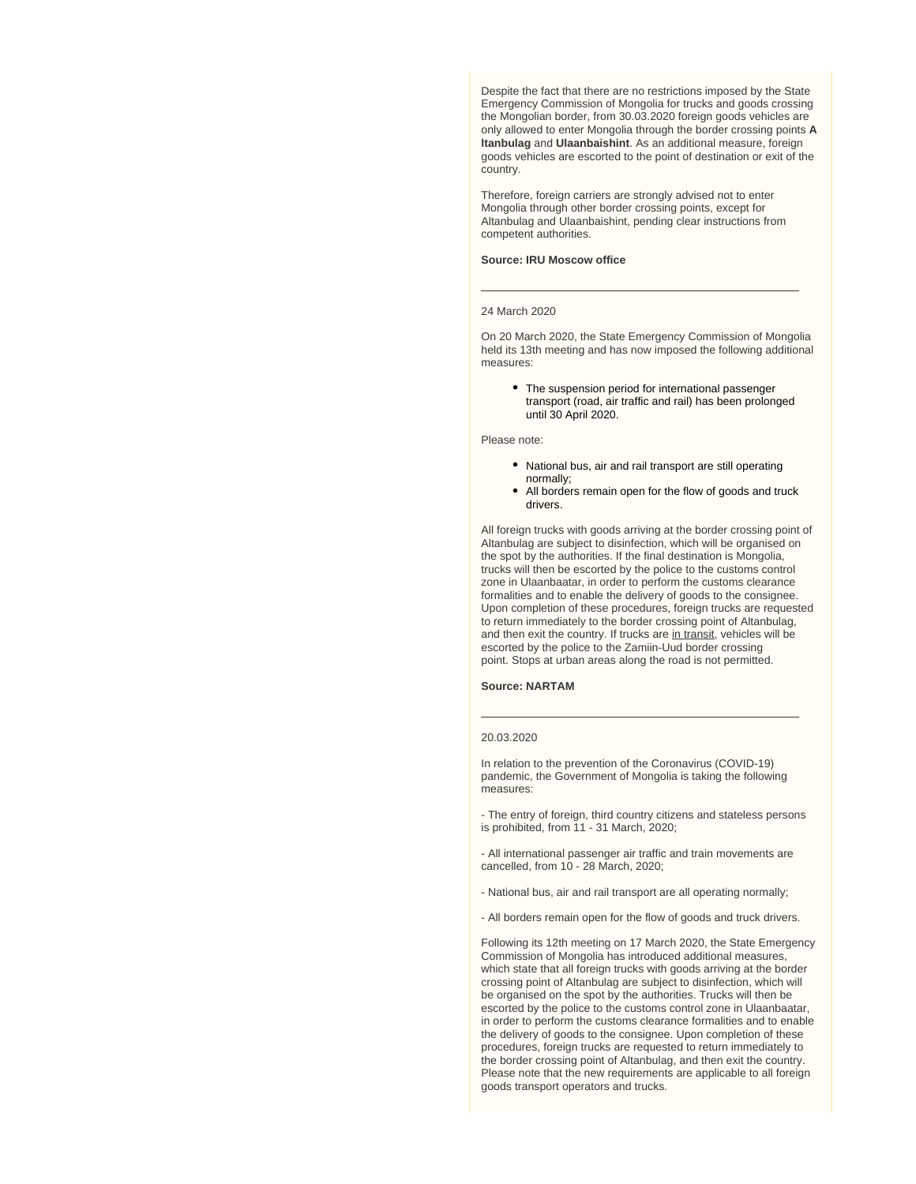Despite the fact that there are no restrictions imposed by the State Emergency Commission of Mongolia for trucks and goods crossing the Mongolian border, from 30.03.2020 foreign goods vehicles are only allowed to enter Mongolia through the border crossing points **Altanbulag** and **Ulaanbaishint**. As an additional measure, foreign goods vehicles are escorted to the point of destination or exit of the country.

Therefore, foreign carriers are strongly advised not to enter Mongolia through other border crossing points, except for Altanbulag and Ulaanbaishint, pending clear instructions from competent authorities.

**Source: IRU Moscow office**

---

24 March 2020

On 20 March 2020, the State Emergency Commission of Mongolia held its 13th meeting and has now imposed the following additional measures:

- The suspension period for international passenger transport (road, air traffic and rail) has been prolonged until 30 April 2020.

Please note:

- National bus, air and rail transport are still operating normally;
- All borders remain open for the flow of goods and truck drivers.

All foreign trucks with goods arriving at the border crossing point of Altanbulag are subject to disinfection, which will be organised on the spot by the authorities. If the final destination is Mongolia, trucks will then be escorted by the police to the customs control zone in Ulaanbaatar, in order to perform the customs clearance formalities and to enable the delivery of goods to the consignee. Upon completion of these procedures, foreign trucks are requested to return immediately to the border crossing point of Altanbulag, and then exit the country. If trucks are in transit, vehicles will be escorted by the police to the Zamiin-Uud border crossing point. Stops at urban areas along the road is not permitted.

**Source: NARTAM**

---

20.03.2020

In relation to the prevention of the Coronavirus (COVID-19) pandemic, the Government of Mongolia is taking the following measures:

- The entry of foreign, third country citizens and stateless persons is prohibited, from 11 - 31 March, 2020;

- All international passenger air traffic and train movements are cancelled, from 10 - 28 March, 2020;

- National bus, air and rail transport are all operating normally;

- All borders remain open for the flow of goods and truck drivers.

Following its 12th meeting on 17 March 2020, the State Emergency Commission of Mongolia has introduced additional measures, which state that all foreign trucks with goods arriving at the border crossing point of Altanbulag are subject to disinfection, which will be organised on the spot by the authorities. Trucks will then be escorted by the police to the customs control zone in Ulaanbaatar, in order to perform the customs clearance formalities and to enable the delivery of goods to the consignee. Upon completion of these procedures, foreign trucks are requested to return immediately to the border crossing point of Altanbulag, and then exit the country. Please note that the new requirements are applicable to all foreign goods transport operators and trucks.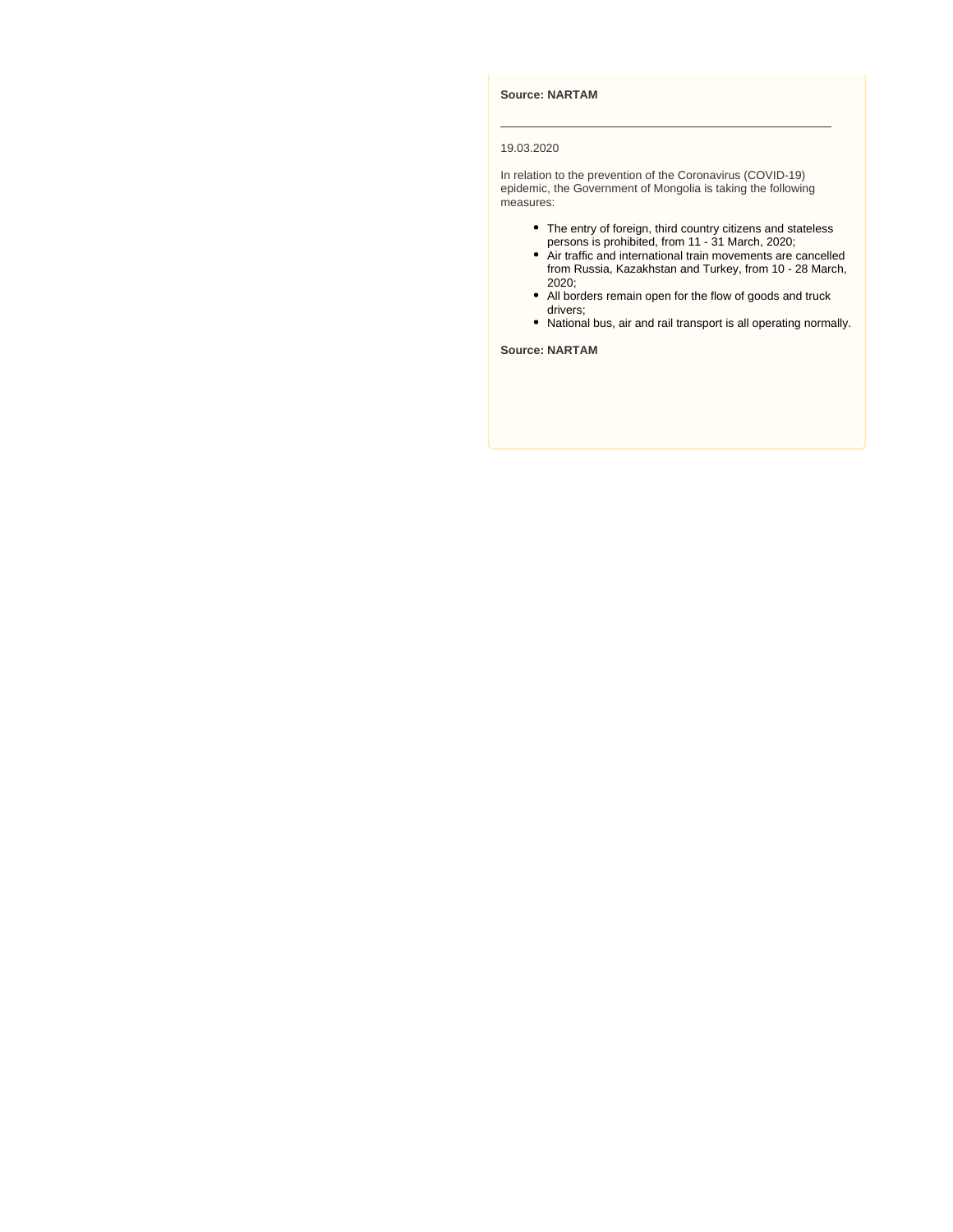**Source: NARTAM**

---

19.03.2020

In relation to the prevention of the Coronavirus (COVID-19) epidemic, the Government of Mongolia is taking the following measures:

- The entry of foreign, third country citizens and stateless persons is prohibited, from 11 - 31 March, 2020;
- Air traffic and international train movements are cancelled from Russia, Kazakhstan and Turkey, from 10 - 28 March, 2020;
- All borders remain open for the flow of goods and truck drivers;
- National bus, air and rail transport is all operating normally.

**Source: NARTAM**